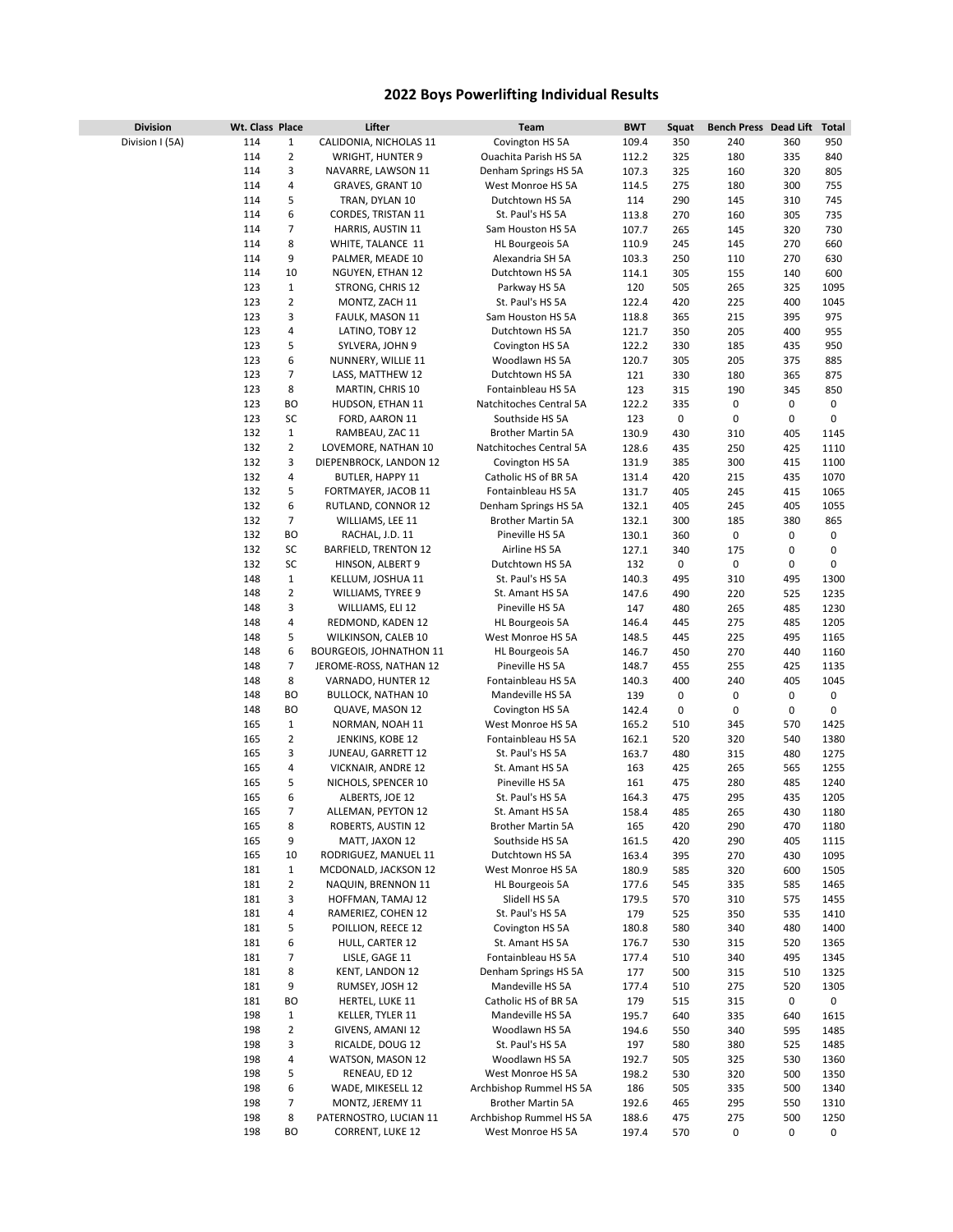# 2022 Boys Powerlifting Individual Results

| Division | Wt. Class | Place | Lifter | Team | BWT | Squat | Bench Press | Dead Lift | Total |
|---|---|---|---|---|---|---|---|---|---|
| Division I (5A) | 114 | 1 | CALIDONIA, NICHOLAS 11 | Covington HS 5A | 109.4 | 350 | 240 | 360 | 950 |
| | 114 | 2 | WRIGHT, HUNTER 9 | Ouachita Parish HS 5A | 112.2 | 325 | 180 | 335 | 840 |
| | 114 | 3 | NAVARRE, LAWSON 11 | Denham Springs HS 5A | 107.3 | 325 | 160 | 320 | 805 |
| | 114 | 4 | GRAVES, GRANT 10 | West Monroe HS 5A | 114.5 | 275 | 180 | 300 | 755 |
| | 114 | 5 | TRAN, DYLAN 10 | Dutchtown HS 5A | 114 | 290 | 145 | 310 | 745 |
| | 114 | 6 | CORDES, TRISTAN 11 | St. Paul's HS 5A | 113.8 | 270 | 160 | 305 | 735 |
| | 114 | 7 | HARRIS, AUSTIN 11 | Sam Houston HS 5A | 107.7 | 265 | 145 | 320 | 730 |
| | 114 | 8 | WHITE, TALANCE 11 | HL Bourgeois 5A | 110.9 | 245 | 145 | 270 | 660 |
| | 114 | 9 | PALMER, MEADE 10 | Alexandria SH 5A | 103.3 | 250 | 110 | 270 | 630 |
| | 114 | 10 | NGUYEN, ETHAN 12 | Dutchtown HS 5A | 114.1 | 305 | 155 | 140 | 600 |
| | 123 | 1 | STRONG, CHRIS 12 | Parkway HS 5A | 120 | 505 | 265 | 325 | 1095 |
| | 123 | 2 | MONTZ, ZACH 11 | St. Paul's HS 5A | 122.4 | 420 | 225 | 400 | 1045 |
| | 123 | 3 | FAULK, MASON 11 | Sam Houston HS 5A | 118.8 | 365 | 215 | 395 | 975 |
| | 123 | 4 | LATINO, TOBY 12 | Dutchtown HS 5A | 121.7 | 350 | 205 | 400 | 955 |
| | 123 | 5 | SYLVERA, JOHN 9 | Covington HS 5A | 122.2 | 330 | 185 | 435 | 950 |
| | 123 | 6 | NUNNERY, WILLIE 11 | Woodlawn HS 5A | 120.7 | 305 | 205 | 375 | 885 |
| | 123 | 7 | LASS, MATTHEW 12 | Dutchtown HS 5A | 121 | 330 | 180 | 365 | 875 |
| | 123 | 8 | MARTIN, CHRIS 10 | Fontainbleau HS 5A | 123 | 315 | 190 | 345 | 850 |
| | 123 | BO | HUDSON, ETHAN 11 | Natchitoches Central 5A | 122.2 | 335 | 0 | 0 | 0 |
| | 123 | SC | FORD, AARON 11 | Southside HS 5A | 123 | 0 | 0 | 0 | 0 |
| | 132 | 1 | RAMBEAU, ZAC 11 | Brother Martin 5A | 130.9 | 430 | 310 | 405 | 1145 |
| | 132 | 2 | LOVEMORE, NATHAN 10 | Natchitoches Central 5A | 128.6 | 435 | 250 | 425 | 1110 |
| | 132 | 3 | DIEPENBROCK, LANDON 12 | Covington HS 5A | 131.9 | 385 | 300 | 415 | 1100 |
| | 132 | 4 | BUTLER, HAPPY 11 | Catholic HS of BR 5A | 131.4 | 420 | 215 | 435 | 1070 |
| | 132 | 5 | FORTMAYER, JACOB 11 | Fontainbleau HS 5A | 131.7 | 405 | 245 | 415 | 1065 |
| | 132 | 6 | RUTLAND, CONNOR 12 | Denham Springs HS 5A | 132.1 | 405 | 245 | 405 | 1055 |
| | 132 | 7 | WILLIAMS, LEE 11 | Brother Martin 5A | 132.1 | 300 | 185 | 380 | 865 |
| | 132 | BO | RACHAL, J.D. 11 | Pineville HS 5A | 130.1 | 360 | 0 | 0 | 0 |
| | 132 | SC | BARFIELD, TRENTON 12 | Airline HS 5A | 127.1 | 340 | 175 | 0 | 0 |
| | 132 | SC | HINSON, ALBERT 9 | Dutchtown HS 5A | 132 | 0 | 0 | 0 | 0 |
| | 148 | 1 | KELLUM, JOSHUA 11 | St. Paul's HS 5A | 140.3 | 495 | 310 | 495 | 1300 |
| | 148 | 2 | WILLIAMS, TYREE 9 | St. Amant HS 5A | 147.6 | 490 | 220 | 525 | 1235 |
| | 148 | 3 | WILLIAMS, ELI 12 | Pineville HS 5A | 147 | 480 | 265 | 485 | 1230 |
| | 148 | 4 | REDMOND, KADEN 12 | HL Bourgeois 5A | 146.4 | 445 | 275 | 485 | 1205 |
| | 148 | 5 | WILKINSON, CALEB 10 | West Monroe HS 5A | 148.5 | 445 | 225 | 495 | 1165 |
| | 148 | 6 | BOURGEOIS, JOHNATHON 11 | HL Bourgeois 5A | 146.7 | 450 | 270 | 440 | 1160 |
| | 148 | 7 | JEROME-ROSS, NATHAN 12 | Pineville HS 5A | 148.7 | 455 | 255 | 425 | 1135 |
| | 148 | 8 | VARNADO, HUNTER 12 | Fontainbleau HS 5A | 140.3 | 400 | 240 | 405 | 1045 |
| | 148 | BO | BULLOCK, NATHAN 10 | Mandeville HS 5A | 139 | 0 | 0 | 0 | 0 |
| | 148 | BO | QUAVE, MASON 12 | Covington HS 5A | 142.4 | 0 | 0 | 0 | 0 |
| | 165 | 1 | NORMAN, NOAH 11 | West Monroe HS 5A | 165.2 | 510 | 345 | 570 | 1425 |
| | 165 | 2 | JENKINS, KOBE 12 | Fontainbleau HS 5A | 162.1 | 520 | 320 | 540 | 1380 |
| | 165 | 3 | JUNEAU, GARRETT 12 | St. Paul's HS 5A | 163.7 | 480 | 315 | 480 | 1275 |
| | 165 | 4 | VICKNAIR, ANDRE 12 | St. Amant HS 5A | 163 | 425 | 265 | 565 | 1255 |
| | 165 | 5 | NICHOLS, SPENCER 10 | Pineville HS 5A | 161 | 475 | 280 | 485 | 1240 |
| | 165 | 6 | ALBERTS, JOE 12 | St. Paul's HS 5A | 164.3 | 475 | 295 | 435 | 1205 |
| | 165 | 7 | ALLEMAN, PEYTON 12 | St. Amant HS 5A | 158.4 | 485 | 265 | 430 | 1180 |
| | 165 | 8 | ROBERTS, AUSTIN 12 | Brother Martin 5A | 165 | 420 | 290 | 470 | 1180 |
| | 165 | 9 | MATT, JAXON 12 | Southside HS 5A | 161.5 | 420 | 290 | 405 | 1115 |
| | 165 | 10 | RODRIGUEZ, MANUEL 11 | Dutchtown HS 5A | 163.4 | 395 | 270 | 430 | 1095 |
| | 181 | 1 | MCDONALD, JACKSON 12 | West Monroe HS 5A | 180.9 | 585 | 320 | 600 | 1505 |
| | 181 | 2 | NAQUIN, BRENNON 11 | HL Bourgeois 5A | 177.6 | 545 | 335 | 585 | 1465 |
| | 181 | 3 | HOFFMAN, TAMAJ 12 | Slidell HS 5A | 179.5 | 570 | 310 | 575 | 1455 |
| | 181 | 4 | RAMERIEZ, COHEN 12 | St. Paul's HS 5A | 179 | 525 | 350 | 535 | 1410 |
| | 181 | 5 | POILLION, REECE 12 | Covington HS 5A | 180.8 | 580 | 340 | 480 | 1400 |
| | 181 | 6 | HULL, CARTER 12 | St. Amant HS 5A | 176.7 | 530 | 315 | 520 | 1365 |
| | 181 | 7 | LISLE, GAGE 11 | Fontainbleau HS 5A | 177.4 | 510 | 340 | 495 | 1345 |
| | 181 | 8 | KENT, LANDON 12 | Denham Springs HS 5A | 177 | 500 | 315 | 510 | 1325 |
| | 181 | 9 | RUMSEY, JOSH 12 | Mandeville HS 5A | 177.4 | 510 | 275 | 520 | 1305 |
| | 181 | BO | HERTEL, LUKE 11 | Catholic HS of BR 5A | 179 | 515 | 315 | 0 | 0 |
| | 198 | 1 | KELLER, TYLER 11 | Mandeville HS 5A | 195.7 | 640 | 335 | 640 | 1615 |
| | 198 | 2 | GIVENS, AMANI 12 | Woodlawn HS 5A | 194.6 | 550 | 340 | 595 | 1485 |
| | 198 | 3 | RICALDE, DOUG 12 | St. Paul's HS 5A | 197 | 580 | 380 | 525 | 1485 |
| | 198 | 4 | WATSON, MASON 12 | Woodlawn HS 5A | 192.7 | 505 | 325 | 530 | 1360 |
| | 198 | 5 | RENEAU, ED 12 | West Monroe HS 5A | 198.2 | 530 | 320 | 500 | 1350 |
| | 198 | 6 | WADE, MIKESELL 12 | Archbishop Rummel HS 5A | 186 | 505 | 335 | 500 | 1340 |
| | 198 | 7 | MONTZ, JEREMY 11 | Brother Martin 5A | 192.6 | 465 | 295 | 550 | 1310 |
| | 198 | 8 | PATERNOSTRO, LUCIAN 11 | Archbishop Rummel HS 5A | 188.6 | 475 | 275 | 500 | 1250 |
| | 198 | BO | CORRENT, LUKE 12 | West Monroe HS 5A | 197.4 | 570 | 0 | 0 | 0 |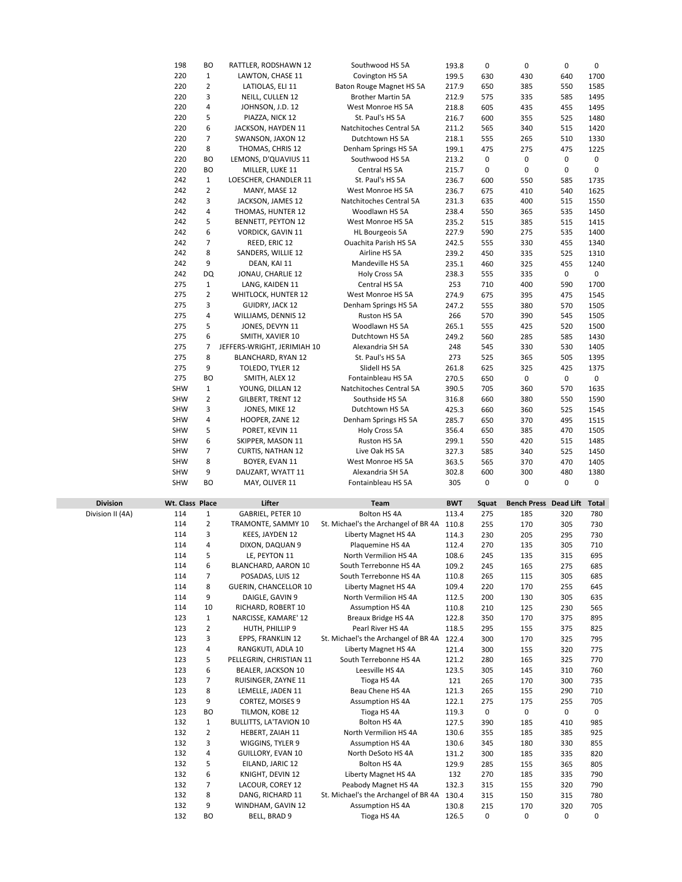| Division | Wt. Class | Place | Lifter | Team | BWT | Squat | Bench Press | Dead Lift | Total |
|---|---|---|---|---|---|---|---|---|---|
| | 198 | BO | RATTLER, RODSHAWN 12 | Southwood HS 5A | 193.8 | 0 | 0 | 0 | 0 |
| | 220 | 1 | LAWTON, CHASE 11 | Covington HS 5A | 199.5 | 630 | 430 | 640 | 1700 |
| | 220 | 2 | LATIOLAS, ELI 11 | Baton Rouge Magnet HS 5A | 217.9 | 650 | 385 | 550 | 1585 |
| | 220 | 3 | NEILL, CULLEN 12 | Brother Martin 5A | 212.9 | 575 | 335 | 585 | 1495 |
| | 220 | 4 | JOHNSON, J.D. 12 | West Monroe HS 5A | 218.8 | 605 | 435 | 455 | 1495 |
| | 220 | 5 | PIAZZA, NICK 12 | St. Paul's HS 5A | 216.7 | 600 | 355 | 525 | 1480 |
| | 220 | 6 | JACKSON, HAYDEN 11 | Natchitoches Central 5A | 211.2 | 565 | 340 | 515 | 1420 |
| | 220 | 7 | SWANSON, JAXON 12 | Dutchtown HS 5A | 218.1 | 555 | 265 | 510 | 1330 |
| | 220 | 8 | THOMAS, CHRIS 12 | Denham Springs HS 5A | 199.1 | 475 | 275 | 475 | 1225 |
| | 220 | BO | LEMONS, D'QUAVIUS 11 | Southwood HS 5A | 213.2 | 0 | 0 | 0 | 0 |
| | 220 | BO | MILLER, LUKE 11 | Central HS 5A | 215.7 | 0 | 0 | 0 | 0 |
| | 242 | 1 | LOESCHER, CHANDLER 11 | St. Paul's HS 5A | 236.7 | 600 | 550 | 585 | 1735 |
| | 242 | 2 | MANY, MASE 12 | West Monroe HS 5A | 236.7 | 675 | 410 | 540 | 1625 |
| | 242 | 3 | JACKSON, JAMES 12 | Natchitoches Central 5A | 231.3 | 635 | 400 | 515 | 1550 |
| | 242 | 4 | THOMAS, HUNTER 12 | Woodlawn HS 5A | 238.4 | 550 | 365 | 535 | 1450 |
| | 242 | 5 | BENNETT, PEYTON 12 | West Monroe HS 5A | 235.2 | 515 | 385 | 515 | 1415 |
| | 242 | 6 | VORDICK, GAVIN 11 | HL Bourgeois 5A | 227.9 | 590 | 275 | 535 | 1400 |
| | 242 | 7 | REED, ERIC 12 | Ouachita Parish HS 5A | 242.5 | 555 | 330 | 455 | 1340 |
| | 242 | 8 | SANDERS, WILLIE 12 | Airline HS 5A | 239.2 | 450 | 335 | 525 | 1310 |
| | 242 | 9 | DEAN, KAI 11 | Mandeville HS 5A | 235.1 | 460 | 325 | 455 | 1240 |
| | 242 | DQ | JONAU, CHARLIE 12 | Holy Cross 5A | 238.3 | 555 | 335 | 0 | 0 |
| | 275 | 1 | LANG, KAIDEN 11 | Central HS 5A | 253 | 710 | 400 | 590 | 1700 |
| | 275 | 2 | WHITLOCK, HUNTER 12 | West Monroe HS 5A | 274.9 | 675 | 395 | 475 | 1545 |
| | 275 | 3 | GUIDRY, JACK 12 | Denham Springs HS 5A | 247.2 | 555 | 380 | 570 | 1505 |
| | 275 | 4 | WILLIAMS, DENNIS 12 | Ruston HS 5A | 266 | 570 | 390 | 545 | 1505 |
| | 275 | 5 | JONES, DEVYN 11 | Woodlawn HS 5A | 265.1 | 555 | 425 | 520 | 1500 |
| | 275 | 6 | SMITH, XAVIER 10 | Dutchtown HS 5A | 249.2 | 560 | 285 | 585 | 1430 |
| | 275 | 7 | JEFFERS-WRIGHT, JERIMIAH 10 | Alexandria SH 5A | 248 | 545 | 330 | 530 | 1405 |
| | 275 | 8 | BLANCHARD, RYAN 12 | St. Paul's HS 5A | 273 | 525 | 365 | 505 | 1395 |
| | 275 | 9 | TOLEDO, TYLER 12 | Slidell HS 5A | 261.8 | 625 | 325 | 425 | 1375 |
| | 275 | BO | SMITH, ALEX 12 | Fontainbleau HS 5A | 270.5 | 650 | 0 | 0 | 0 |
| | SHW | 1 | YOUNG, DILLAN 12 | Natchitoches Central 5A | 390.5 | 705 | 360 | 570 | 1635 |
| | SHW | 2 | GILBERT, TRENT 12 | Southside HS 5A | 316.8 | 660 | 380 | 550 | 1590 |
| | SHW | 3 | JONES, MIKE 12 | Dutchtown HS 5A | 425.3 | 660 | 360 | 525 | 1545 |
| | SHW | 4 | HOOPER, ZANE 12 | Denham Springs HS 5A | 285.7 | 650 | 370 | 495 | 1515 |
| | SHW | 5 | PORET, KEVIN 11 | Holy Cross 5A | 356.4 | 650 | 385 | 470 | 1505 |
| | SHW | 6 | SKIPPER, MASON 11 | Ruston HS 5A | 299.1 | 550 | 420 | 515 | 1485 |
| | SHW | 7 | CURTIS, NATHAN 12 | Live Oak HS 5A | 327.3 | 585 | 340 | 525 | 1450 |
| | SHW | 8 | BOYER, EVAN 11 | West Monroe HS 5A | 363.5 | 565 | 370 | 470 | 1405 |
| | SHW | 9 | DAUZART, WYATT 11 | Alexandria SH 5A | 302.8 | 600 | 300 | 480 | 1380 |
| | SHW | BO | MAY, OLIVER 11 | Fontainbleau HS 5A | 305 | 0 | 0 | 0 | 0 |

| Division | Wt. Class | Place | Lifter | Team | BWT | Squat | Bench Press | Dead Lift | Total |
|---|---|---|---|---|---|---|---|---|---|
| Division II (4A) | 114 | 1 | GABRIEL, PETER 10 | Bolton HS 4A | 113.4 | 275 | 185 | 320 | 780 |
| | 114 | 2 | TRAMONTE, SAMMY 10 | St. Michael's the Archangel of BR 4A | 110.8 | 255 | 170 | 305 | 730 |
| | 114 | 3 | KEES, JAYDEN 12 | Liberty Magnet HS 4A | 114.3 | 230 | 205 | 295 | 730 |
| | 114 | 4 | DIXON, DAQUAN 9 | Plaquemine HS 4A | 112.4 | 270 | 135 | 305 | 710 |
| | 114 | 5 | LE, PEYTON 11 | North Vermilion HS 4A | 108.6 | 245 | 135 | 315 | 695 |
| | 114 | 6 | BLANCHARD, AARON 10 | South Terrebonne HS 4A | 109.2 | 245 | 165 | 275 | 685 |
| | 114 | 7 | POSADAS, LUIS 12 | South Terrebonne HS 4A | 110.8 | 265 | 115 | 305 | 685 |
| | 114 | 8 | GUERIN, CHANCELLOR 10 | Liberty Magnet HS 4A | 109.4 | 220 | 170 | 255 | 645 |
| | 114 | 9 | DAIGLE, GAVIN 9 | North Vermilion HS 4A | 112.5 | 200 | 130 | 305 | 635 |
| | 114 | 10 | RICHARD, ROBERT 10 | Assumption HS 4A | 110.8 | 210 | 125 | 230 | 565 |
| | 123 | 1 | NARCISSE, KAMARE' 12 | Breaux Bridge HS 4A | 122.8 | 350 | 170 | 375 | 895 |
| | 123 | 2 | HUTH, PHILLIP 9 | Pearl River HS 4A | 118.5 | 295 | 155 | 375 | 825 |
| | 123 | 3 | EPPS, FRANKLIN 12 | St. Michael's the Archangel of BR 4A | 122.4 | 300 | 170 | 325 | 795 |
| | 123 | 4 | RANGKUTI, ADLA 10 | Liberty Magnet HS 4A | 121.4 | 300 | 155 | 320 | 775 |
| | 123 | 5 | PELLEGRIN, CHRISTIAN 11 | South Terrebonne HS 4A | 121.2 | 280 | 165 | 325 | 770 |
| | 123 | 6 | BEALER, JACKSON 10 | Leesville HS 4A | 123.5 | 305 | 145 | 310 | 760 |
| | 123 | 7 | RUISINGER, ZAYNE 11 | Tioga HS 4A | 121 | 265 | 170 | 300 | 735 |
| | 123 | 8 | LEMELLE, JADEN 11 | Beau Chene HS 4A | 121.3 | 265 | 155 | 290 | 710 |
| | 123 | 9 | CORTEZ, MOISES 9 | Assumption HS 4A | 122.1 | 275 | 175 | 255 | 705 |
| | 123 | BO | TILMON, KOBE 12 | Tioga HS 4A | 119.3 | 0 | 0 | 0 | 0 |
| | 132 | 1 | BULLITTS, LA'TAVION 10 | Bolton HS 4A | 127.5 | 390 | 185 | 410 | 985 |
| | 132 | 2 | HEBERT, ZAIAH 11 | North Vermilion HS 4A | 130.6 | 355 | 185 | 385 | 925 |
| | 132 | 3 | WIGGINS, TYLER 9 | Assumption HS 4A | 130.6 | 345 | 180 | 330 | 855 |
| | 132 | 4 | GUILLORY, EVAN 10 | North DeSoto HS 4A | 131.2 | 300 | 185 | 335 | 820 |
| | 132 | 5 | EILAND, JARIC 12 | Bolton HS 4A | 129.9 | 285 | 155 | 365 | 805 |
| | 132 | 6 | KNIGHT, DEVIN 12 | Liberty Magnet HS 4A | 132 | 270 | 185 | 335 | 790 |
| | 132 | 7 | LACOUR, COREY 12 | Peabody Magnet HS 4A | 132.3 | 315 | 155 | 320 | 790 |
| | 132 | 8 | DANG, RICHARD 11 | St. Michael's the Archangel of BR 4A | 130.4 | 315 | 150 | 315 | 780 |
| | 132 | 9 | WINDHAM, GAVIN 12 | Assumption HS 4A | 130.8 | 215 | 170 | 320 | 705 |
| | 132 | BO | BELL, BRAD 9 | Tioga HS 4A | 126.5 | 0 | 0 | 0 | 0 |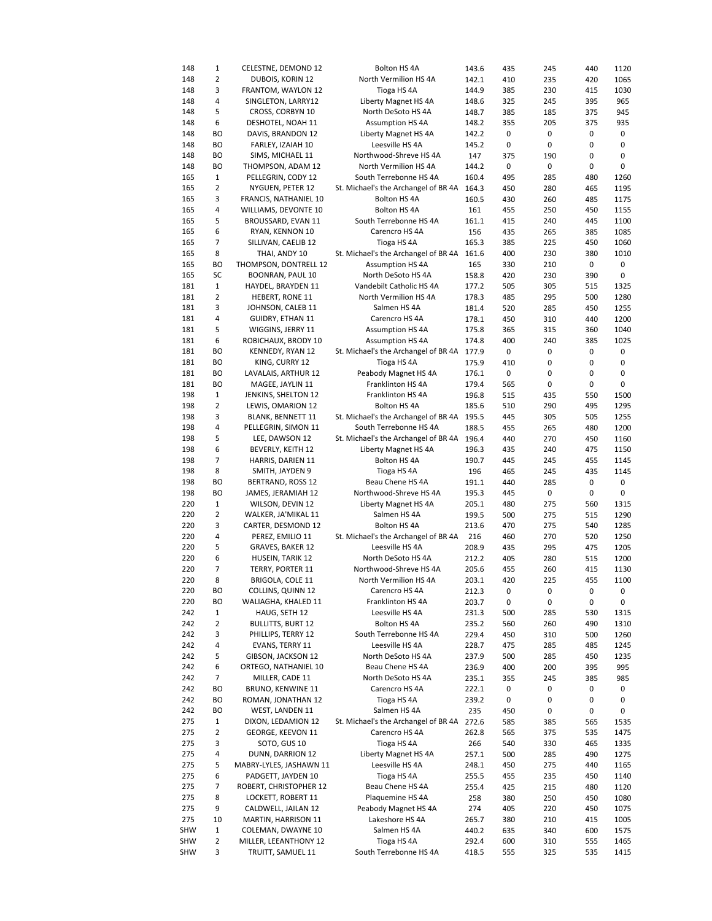| | | | | | | | | |
|---|---|---|---|---|---|---|---|---|
| 148 | 1 | CELESTNE, DEMOND 12 | Bolton HS 4A | 143.6 | 435 | 245 | 440 | 1120 |
| 148 | 2 | DUBOIS, KORIN 12 | North Vermilion HS 4A | 142.1 | 410 | 235 | 420 | 1065 |
| 148 | 3 | FRANTOM, WAYLON 12 | Tioga HS 4A | 144.9 | 385 | 230 | 415 | 1030 |
| 148 | 4 | SINGLETON, LARRY12 | Liberty Magnet HS 4A | 148.6 | 325 | 245 | 395 | 965 |
| 148 | 5 | CROSS, CORBYN 10 | North DeSoto HS 4A | 148.7 | 385 | 185 | 375 | 945 |
| 148 | 6 | DESHOTEL, NOAH 11 | Assumption HS 4A | 148.2 | 355 | 205 | 375 | 935 |
| 148 | BO | DAVIS, BRANDON 12 | Liberty Magnet HS 4A | 142.2 | 0 | 0 | 0 | 0 |
| 148 | BO | FARLEY, IZAIAH 10 | Leesville HS 4A | 145.2 | 0 | 0 | 0 | 0 |
| 148 | BO | SIMS, MICHAEL 11 | Northwood-Shreve HS 4A | 147 | 375 | 190 | 0 | 0 |
| 148 | BO | THOMPSON, ADAM 12 | North Vermilion HS 4A | 144.2 | 0 | 0 | 0 | 0 |
| 165 | 1 | PELLEGRIN, CODY 12 | South Terrebonne HS 4A | 160.4 | 495 | 285 | 480 | 1260 |
| 165 | 2 | NYGUEN, PETER 12 | St. Michael's the Archangel of BR 4A | 164.3 | 450 | 280 | 465 | 1195 |
| 165 | 3 | FRANCIS, NATHANIEL 10 | Bolton HS 4A | 160.5 | 430 | 260 | 485 | 1175 |
| 165 | 4 | WILLIAMS, DEVONTE 10 | Bolton HS 4A | 161 | 455 | 250 | 450 | 1155 |
| 165 | 5 | BROUSSARD, EVAN 11 | South Terrebonne HS 4A | 161.1 | 415 | 240 | 445 | 1100 |
| 165 | 6 | RYAN, KENNON 10 | Carencro HS 4A | 156 | 435 | 265 | 385 | 1085 |
| 165 | 7 | SILLIVAN, CAELIB 12 | Tioga HS 4A | 165.3 | 385 | 225 | 450 | 1060 |
| 165 | 8 | THAI, ANDY 10 | St. Michael's the Archangel of BR 4A | 161.6 | 400 | 230 | 380 | 1010 |
| 165 | BO | THOMPSON, DONTRELL 12 | Assumption HS 4A | 165 | 330 | 210 | 0 | 0 |
| 165 | SC | BOONRAN, PAUL 10 | North DeSoto HS 4A | 158.8 | 420 | 230 | 390 | 0 |
| 181 | 1 | HAYDEL, BRAYDEN 11 | Vandebilt Catholic HS 4A | 177.2 | 505 | 305 | 515 | 1325 |
| 181 | 2 | HEBERT, RONE 11 | North Vermilion HS 4A | 178.3 | 485 | 295 | 500 | 1280 |
| 181 | 3 | JOHNSON, CALEB 11 | Salmen HS 4A | 181.4 | 520 | 285 | 450 | 1255 |
| 181 | 4 | GUIDRY, ETHAN 11 | Carencro HS 4A | 178.1 | 450 | 310 | 440 | 1200 |
| 181 | 5 | WIGGINS, JERRY 11 | Assumption HS 4A | 175.8 | 365 | 315 | 360 | 1040 |
| 181 | 6 | ROBICHAUX, BRODY 10 | Assumption HS 4A | 174.8 | 400 | 240 | 385 | 1025 |
| 181 | BO | KENNEDY, RYAN 12 | St. Michael's the Archangel of BR 4A | 177.9 | 0 | 0 | 0 | 0 |
| 181 | BO | KING, CURRY 12 | Tioga HS 4A | 175.9 | 410 | 0 | 0 | 0 |
| 181 | BO | LAVALAIS, ARTHUR 12 | Peabody Magnet HS 4A | 176.1 | 0 | 0 | 0 | 0 |
| 181 | BO | MAGEE, JAYLIN 11 | Franklinton HS 4A | 179.4 | 565 | 0 | 0 | 0 |
| 198 | 1 | JENKINS, SHELTON 12 | Franklinton HS 4A | 196.8 | 515 | 435 | 550 | 1500 |
| 198 | 2 | LEWIS, OMARION 12 | Bolton HS 4A | 185.6 | 510 | 290 | 495 | 1295 |
| 198 | 3 | BLANK, BENNETT 11 | St. Michael's the Archangel of BR 4A | 195.5 | 445 | 305 | 505 | 1255 |
| 198 | 4 | PELLEGRIN, SIMON 11 | South Terrebonne HS 4A | 188.5 | 455 | 265 | 480 | 1200 |
| 198 | 5 | LEE, DAWSON 12 | St. Michael's the Archangel of BR 4A | 196.4 | 440 | 270 | 450 | 1160 |
| 198 | 6 | BEVERLY, KEITH 12 | Liberty Magnet HS 4A | 196.3 | 435 | 240 | 475 | 1150 |
| 198 | 7 | HARRIS, DARIEN 11 | Bolton HS 4A | 190.7 | 445 | 245 | 455 | 1145 |
| 198 | 8 | SMITH, JAYDEN 9 | Tioga HS 4A | 196 | 465 | 245 | 435 | 1145 |
| 198 | BO | BERTRAND, ROSS 12 | Beau Chene HS 4A | 191.1 | 440 | 285 | 0 | 0 |
| 198 | BO | JAMES, JERAMIAH 12 | Northwood-Shreve HS 4A | 195.3 | 445 | 0 | 0 | 0 |
| 220 | 1 | WILSON, DEVIN 12 | Liberty Magnet HS 4A | 205.1 | 480 | 275 | 560 | 1315 |
| 220 | 2 | WALKER, JA'MIKAL 11 | Salmen HS 4A | 199.5 | 500 | 275 | 515 | 1290 |
| 220 | 3 | CARTER, DESMOND 12 | Bolton HS 4A | 213.6 | 470 | 275 | 540 | 1285 |
| 220 | 4 | PEREZ, EMILIO 11 | St. Michael's the Archangel of BR 4A | 216 | 460 | 270 | 520 | 1250 |
| 220 | 5 | GRAVES, BAKER 12 | Leesville HS 4A | 208.9 | 435 | 295 | 475 | 1205 |
| 220 | 6 | HUSEIN, TARIK 12 | North DeSoto HS 4A | 212.2 | 405 | 280 | 515 | 1200 |
| 220 | 7 | TERRY, PORTER 11 | Northwood-Shreve HS 4A | 205.6 | 455 | 260 | 415 | 1130 |
| 220 | 8 | BRIGOLA, COLE 11 | North Vermilion HS 4A | 203.1 | 420 | 225 | 455 | 1100 |
| 220 | BO | COLLINS, QUINN 12 | Carencro HS 4A | 212.3 | 0 | 0 | 0 | 0 |
| 220 | BO | WALIAGHA, KHALED 11 | Franklinton HS 4A | 203.7 | 0 | 0 | 0 | 0 |
| 242 | 1 | HAUG, SETH 12 | Leesville HS 4A | 231.3 | 500 | 285 | 530 | 1315 |
| 242 | 2 | BULLITTS, BURT 12 | Bolton HS 4A | 235.2 | 560 | 260 | 490 | 1310 |
| 242 | 3 | PHILLIPS, TERRY 12 | South Terrebonne HS 4A | 229.4 | 450 | 310 | 500 | 1260 |
| 242 | 4 | EVANS, TERRY 11 | Leesville HS 4A | 228.7 | 475 | 285 | 485 | 1245 |
| 242 | 5 | GIBSON, JACKSON 12 | North DeSoto HS 4A | 237.9 | 500 | 285 | 450 | 1235 |
| 242 | 6 | ORTEGO, NATHANIEL 10 | Beau Chene HS 4A | 236.9 | 400 | 200 | 395 | 995 |
| 242 | 7 | MILLER, CADE 11 | North DeSoto HS 4A | 235.1 | 355 | 245 | 385 | 985 |
| 242 | BO | BRUNO, KENWINE 11 | Carencro HS 4A | 222.1 | 0 | 0 | 0 | 0 |
| 242 | BO | ROMAN, JONATHAN 12 | Tioga HS 4A | 239.2 | 0 | 0 | 0 | 0 |
| 242 | BO | WEST, LANDEN 11 | Salmen HS 4A | 235 | 450 | 0 | 0 | 0 |
| 275 | 1 | DIXON, LEDAMION 12 | St. Michael's the Archangel of BR 4A | 272.6 | 585 | 385 | 565 | 1535 |
| 275 | 2 | GEORGE, KEEVON 11 | Carencro HS 4A | 262.8 | 565 | 375 | 535 | 1475 |
| 275 | 3 | SOTO, GUS 10 | Tioga HS 4A | 266 | 540 | 330 | 465 | 1335 |
| 275 | 4 | DUNN, DARRION 12 | Liberty Magnet HS 4A | 257.1 | 500 | 285 | 490 | 1275 |
| 275 | 5 | MABRY-LYLES, JASHAWN 11 | Leesville HS 4A | 248.1 | 450 | 275 | 440 | 1165 |
| 275 | 6 | PADGETT, JAYDEN 10 | Tioga HS 4A | 255.5 | 455 | 235 | 450 | 1140 |
| 275 | 7 | ROBERT, CHRISTOPHER 12 | Beau Chene HS 4A | 255.4 | 425 | 215 | 480 | 1120 |
| 275 | 8 | LOCKETT, ROBERT 11 | Plaquemine HS 4A | 258 | 380 | 250 | 450 | 1080 |
| 275 | 9 | CALDWELL, JAILAN 12 | Peabody Magnet HS 4A | 274 | 405 | 220 | 450 | 1075 |
| 275 | 10 | MARTIN, HARRISON 11 | Lakeshore HS 4A | 265.7 | 380 | 210 | 415 | 1005 |
| SHW | 1 | COLEMAN, DWAYNE 10 | Salmen HS 4A | 440.2 | 635 | 340 | 600 | 1575 |
| SHW | 2 | MILLER, LEEANTHONY 12 | Tioga HS 4A | 292.4 | 600 | 310 | 555 | 1465 |
| SHW | 3 | TRUITT, SAMUEL 11 | South Terrebonne HS 4A | 418.5 | 555 | 325 | 535 | 1415 |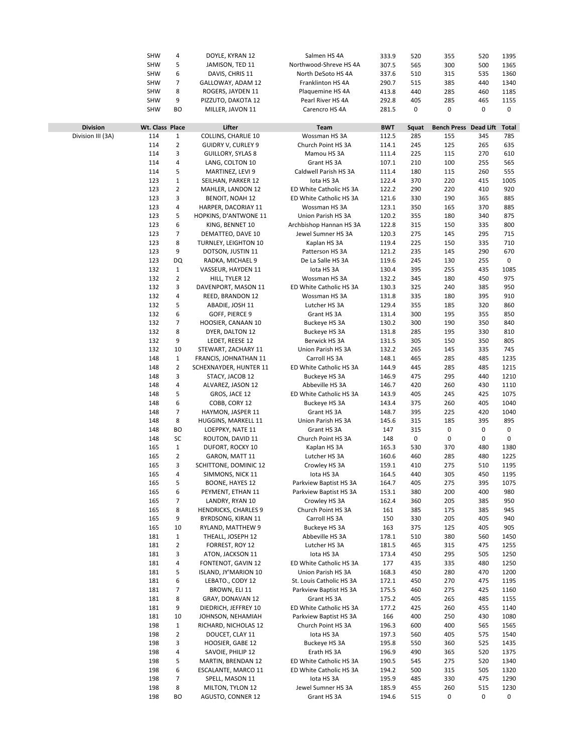| Division | Wt. Class | Place | Lifter | Team | BWT | Squat | Bench Press | Dead Lift | Total |
|---|---|---|---|---|---|---|---|---|---|
| | SHW | 4 | DOYLE, KYRAN 12 | Salmen HS 4A | 333.9 | 520 | 355 | 520 | 1395 |
| | SHW | 5 | JAMISON, TED 11 | Northwood-Shreve HS 4A | 307.5 | 565 | 300 | 500 | 1365 |
| | SHW | 6 | DAVIS, CHRIS 11 | North DeSoto HS 4A | 337.6 | 510 | 315 | 535 | 1360 |
| | SHW | 7 | GALLOWAY, ADAM 12 | Franklinton HS 4A | 290.7 | 515 | 385 | 440 | 1340 |
| | SHW | 8 | ROGERS, JAYDEN 11 | Plaquemine HS 4A | 413.8 | 440 | 285 | 460 | 1185 |
| | SHW | 9 | PIZZUTO, DAKOTA 12 | Pearl River HS 4A | 292.8 | 405 | 285 | 465 | 1155 |
| | SHW | BO | MILLER, JAVON 11 | Carencro HS 4A | 281.5 | 0 | 0 | 0 | 0 |

| Division | Wt. Class | Place | Lifter | Team | BWT | Squat | Bench Press | Dead Lift | Total |
|---|---|---|---|---|---|---|---|---|---|
| Division III (3A) | 114 | 1 | COLLINS, CHARLIE 10 | Wossman HS 3A | 112.5 | 285 | 155 | 345 | 785 |
| | 114 | 2 | GUIDRY V, CURLEY 9 | Church Point HS 3A | 114.1 | 245 | 125 | 265 | 635 |
| | 114 | 3 | GUILLORY, SYLAS 8 | Mamou HS 3A | 111.4 | 225 | 115 | 270 | 610 |
| | 114 | 4 | LANG, COLTON 10 | Grant HS 3A | 107.1 | 210 | 100 | 255 | 565 |
| | 114 | 5 | MARTINEZ, LEVI 9 | Caldwell Parish HS 3A | 111.4 | 180 | 115 | 260 | 555 |
| | 123 | 1 | SEILHAN, PARKER 12 | Iota HS 3A | 122.4 | 370 | 220 | 415 | 1005 |
| | 123 | 2 | MAHLER, LANDON 12 | ED White Catholic HS 3A | 122.2 | 290 | 220 | 410 | 920 |
| | 123 | 3 | BENOIT, NOAH 12 | ED White Catholic HS 3A | 121.6 | 330 | 190 | 365 | 885 |
| | 123 | 4 | HARPER, DACORIAY 11 | Wossman HS 3A | 123.1 | 350 | 165 | 370 | 885 |
| | 123 | 5 | HOPKINS, D'ANTWONE 11 | Union Parish HS 3A | 120.2 | 355 | 180 | 340 | 875 |
| | 123 | 6 | KING, BENNET 10 | Archbishop Hannan HS 3A | 122.8 | 315 | 150 | 335 | 800 |
| | 123 | 7 | DEMATTEO, DAVE 10 | Jewel Sumner HS 3A | 120.3 | 275 | 145 | 295 | 715 |
| | 123 | 8 | TURNLEY, LEIGHTON 10 | Kaplan HS 3A | 119.4 | 225 | 150 | 335 | 710 |
| | 123 | 9 | DOTSON, JUSTIN 11 | Patterson HS 3A | 121.2 | 235 | 145 | 290 | 670 |
| | 123 | DQ | RADKA, MICHAEL 9 | De La Salle HS 3A | 119.6 | 245 | 130 | 255 | 0 |
| | 132 | 1 | VASSEUR, HAYDEN 11 | Iota HS 3A | 130.4 | 395 | 255 | 435 | 1085 |
| | 132 | 2 | HILL, TYLER 12 | Wossman HS 3A | 132.2 | 345 | 180 | 450 | 975 |
| | 132 | 3 | DAVENPORT, MASON 11 | ED White Catholic HS 3A | 130.3 | 325 | 240 | 385 | 950 |
| | 132 | 4 | REED, BRANDON 12 | Wossman HS 3A | 131.8 | 335 | 180 | 395 | 910 |
| | 132 | 5 | ABADIE, JOSH 11 | Lutcher HS 3A | 129.4 | 355 | 185 | 320 | 860 |
| | 132 | 6 | GOFF, PIERCE 9 | Grant HS 3A | 131.4 | 300 | 195 | 355 | 850 |
| | 132 | 7 | HOOSIER, CANAAN 10 | Buckeye HS 3A | 130.2 | 300 | 190 | 350 | 840 |
| | 132 | 8 | DYER, DALTON 12 | Buckeye HS 3A | 131.8 | 285 | 195 | 330 | 810 |
| | 132 | 9 | LEDET, REESE 12 | Berwick HS 3A | 131.5 | 305 | 150 | 350 | 805 |
| | 132 | 10 | STEWART, ZACHARY 11 | Union Parish HS 3A | 132.2 | 265 | 145 | 335 | 745 |
| | 148 | 1 | FRANCIS, JOHNATHAN 11 | Carroll HS 3A | 148.1 | 465 | 285 | 485 | 1235 |
| | 148 | 2 | SCHEXNAYDER, HUNTER 11 | ED White Catholic HS 3A | 144.9 | 445 | 285 | 485 | 1215 |
| | 148 | 3 | STACY, JACOB 12 | Buckeye HS 3A | 146.9 | 475 | 295 | 440 | 1210 |
| | 148 | 4 | ALVAREZ, JASON 12 | Abbeville HS 3A | 146.7 | 420 | 260 | 430 | 1110 |
| | 148 | 5 | GROS, JACE 12 | ED White Catholic HS 3A | 143.9 | 405 | 245 | 425 | 1075 |
| | 148 | 6 | COBB, CORY 12 | Buckeye HS 3A | 143.4 | 375 | 260 | 405 | 1040 |
| | 148 | 7 | HAYMON, JASPER 11 | Grant HS 3A | 148.7 | 395 | 225 | 420 | 1040 |
| | 148 | 8 | HUGGINS, MARKELL 11 | Union Parish HS 3A | 145.6 | 315 | 185 | 395 | 895 |
| | 148 | BO | LOEPPKY, NATE 11 | Grant HS 3A | 147 | 315 | 0 | 0 | 0 |
| | 148 | SC | ROUTON, DAVID 11 | Church Point HS 3A | 148 | 0 | 0 | 0 | 0 |
| | 165 | 1 | DUFORT, ROCKY 10 | Kaplan HS 3A | 165.3 | 530 | 370 | 480 | 1380 |
| | 165 | 2 | GARON, MATT 11 | Lutcher HS 3A | 160.6 | 460 | 285 | 480 | 1225 |
| | 165 | 3 | SCHITTONE, DOMINIC 12 | Crowley HS 3A | 159.1 | 410 | 275 | 510 | 1195 |
| | 165 | 4 | SIMMONS, NICK 11 | Iota HS 3A | 164.5 | 440 | 305 | 450 | 1195 |
| | 165 | 5 | BOONE, HAYES 12 | Parkview Baptist HS 3A | 164.7 | 405 | 275 | 395 | 1075 |
| | 165 | 6 | PEYMENT, ETHAN 11 | Parkview Baptist HS 3A | 153.1 | 380 | 200 | 400 | 980 |
| | 165 | 7 | LANDRY, RYAN 10 | Crowley HS 3A | 162.4 | 360 | 205 | 385 | 950 |
| | 165 | 8 | HENDRICKS, CHARLES 9 | Church Point HS 3A | 161 | 385 | 175 | 385 | 945 |
| | 165 | 9 | BYRDSONG, KIRAN 11 | Carroll HS 3A | 150 | 330 | 205 | 405 | 940 |
| | 165 | 10 | RYLAND, MATTHEW 9 | Buckeye HS 3A | 163 | 375 | 125 | 405 | 905 |
| | 181 | 1 | THEALL, JOSEPH 12 | Abbeville HS 3A | 178.1 | 510 | 380 | 560 | 1450 |
| | 181 | 2 | FORREST, ROY 12 | Lutcher HS 3A | 181.5 | 465 | 315 | 475 | 1255 |
| | 181 | 3 | ATON, JACKSON 11 | Iota HS 3A | 173.4 | 450 | 295 | 505 | 1250 |
| | 181 | 4 | FONTENOT, GAVIN 12 | ED White Catholic HS 3A | 177 | 435 | 335 | 480 | 1250 |
| | 181 | 5 | ISLAND, JY'MARION 10 | Union Parish HS 3A | 168.3 | 450 | 280 | 470 | 1200 |
| | 181 | 6 | LEBATO., CODY 12 | St. Louis Catholic HS 3A | 172.1 | 450 | 270 | 475 | 1195 |
| | 181 | 7 | BROWN, ELI 11 | Parkview Baptist HS 3A | 175.5 | 460 | 275 | 425 | 1160 |
| | 181 | 8 | GRAY, DONAVAN 12 | Grant HS 3A | 175.2 | 405 | 265 | 485 | 1155 |
| | 181 | 9 | DIEDRICH, JEFFREY 10 | ED White Catholic HS 3A | 177.2 | 425 | 260 | 455 | 1140 |
| | 181 | 10 | JOHNSON, NEHAMIAH | Parkview Baptist HS 3A | 166 | 400 | 250 | 430 | 1080 |
| | 198 | 1 | RICHARD, NICHOLAS 12 | Church Point HS 3A | 196.3 | 600 | 400 | 565 | 1565 |
| | 198 | 2 | DOUCET, CLAY 11 | Iota HS 3A | 197.3 | 560 | 405 | 575 | 1540 |
| | 198 | 3 | HOOSIER, GABE 12 | Buckeye HS 3A | 195.8 | 550 | 360 | 525 | 1435 |
| | 198 | 4 | SAVOIE, PHILIP 12 | Erath HS 3A | 196.9 | 490 | 365 | 520 | 1375 |
| | 198 | 5 | MARTIN, BRENDAN 12 | ED White Catholic HS 3A | 190.5 | 545 | 275 | 520 | 1340 |
| | 198 | 6 | ESCALANTE, MARCO 11 | ED White Catholic HS 3A | 194.2 | 500 | 315 | 505 | 1320 |
| | 198 | 7 | SPELL, MASON 11 | Iota HS 3A | 195.9 | 485 | 330 | 475 | 1290 |
| | 198 | 8 | MILTON, TYLON 12 | Jewel Sumner HS 3A | 185.9 | 455 | 260 | 515 | 1230 |
| | 198 | BO | AGUSTO, CONNER 12 | Grant HS 3A | 194.6 | 515 | 0 | 0 | 0 |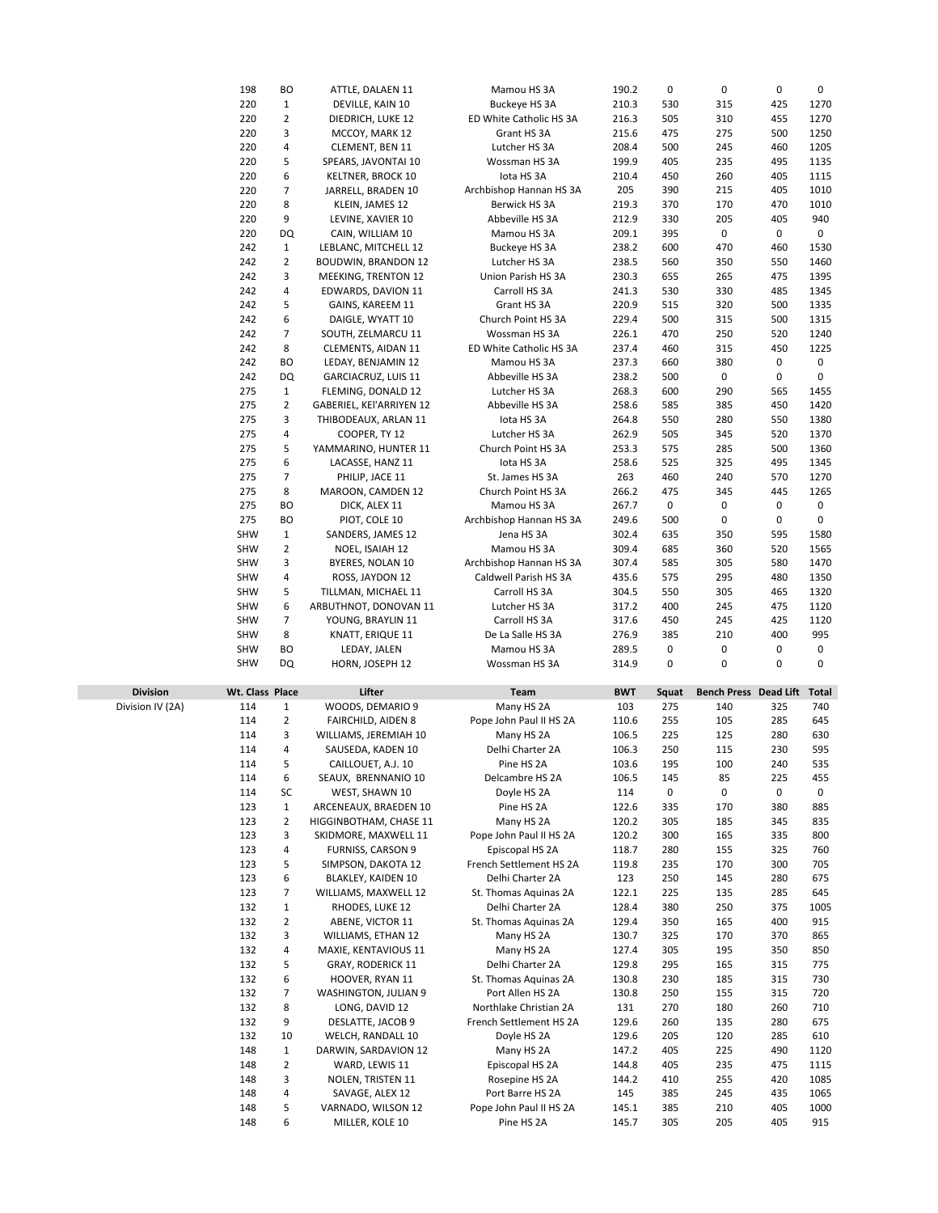| Division | Wt. Class | Place | Lifter | Team | BWT | Squat | Bench Press | Dead Lift | Total |
|---|---|---|---|---|---|---|---|---|---|
| | 198 | BO | ATTLE, DALAEN 11 | Mamou HS 3A | 190.2 | 0 | 0 | 0 | 0 |
| | 220 | 1 | DEVILLE, KAIN 10 | Buckeye HS 3A | 210.3 | 530 | 315 | 425 | 1270 |
| | 220 | 2 | DIEDRICH, LUKE 12 | ED White Catholic HS 3A | 216.3 | 505 | 310 | 455 | 1270 |
| | 220 | 3 | MCCOY, MARK 12 | Grant HS 3A | 215.6 | 475 | 275 | 500 | 1250 |
| | 220 | 4 | CLEMENT, BEN 11 | Lutcher HS 3A | 208.4 | 500 | 245 | 460 | 1205 |
| | 220 | 5 | SPEARS, JAVONTAI 10 | Wossman HS 3A | 199.9 | 405 | 235 | 495 | 1135 |
| | 220 | 6 | KELTNER, BROCK 10 | Iota HS 3A | 210.4 | 450 | 260 | 405 | 1115 |
| | 220 | 7 | JARRELL, BRADEN 10 | Archbishop Hannan HS 3A | 205 | 390 | 215 | 405 | 1010 |
| | 220 | 8 | KLEIN, JAMES 12 | Berwick HS 3A | 219.3 | 370 | 170 | 470 | 1010 |
| | 220 | 9 | LEVINE, XAVIER 10 | Abbeville HS 3A | 212.9 | 330 | 205 | 405 | 940 |
| | 220 | DQ | CAIN, WILLIAM 10 | Mamou HS 3A | 209.1 | 395 | 0 | 0 | 0 |
| | 242 | 1 | LEBLANC, MITCHELL 12 | Buckeye HS 3A | 238.2 | 600 | 470 | 460 | 1530 |
| | 242 | 2 | BOUDWIN, BRANDON 12 | Lutcher HS 3A | 238.5 | 560 | 350 | 550 | 1460 |
| | 242 | 3 | MEEKING, TRENTON 12 | Union Parish HS 3A | 230.3 | 655 | 265 | 475 | 1395 |
| | 242 | 4 | EDWARDS, DAVION 11 | Carroll HS 3A | 241.3 | 530 | 330 | 485 | 1345 |
| | 242 | 5 | GAINS, KAREEM 11 | Grant HS 3A | 220.9 | 515 | 320 | 500 | 1335 |
| | 242 | 6 | DAIGLE, WYATT 10 | Church Point HS 3A | 229.4 | 500 | 315 | 500 | 1315 |
| | 242 | 7 | SOUTH, ZELMARCU 11 | Wossman HS 3A | 226.1 | 470 | 250 | 520 | 1240 |
| | 242 | 8 | CLEMENTS, AIDAN 11 | ED White Catholic HS 3A | 237.4 | 460 | 315 | 450 | 1225 |
| | 242 | BO | LEDAY, BENJAMIN 12 | Mamou HS 3A | 237.3 | 660 | 380 | 0 | 0 |
| | 242 | DQ | GARCIACRUZ, LUIS 11 | Abbeville HS 3A | 238.2 | 500 | 0 | 0 | 0 |
| | 275 | 1 | FLEMING, DONALD 12 | Lutcher HS 3A | 268.3 | 600 | 290 | 565 | 1455 |
| | 275 | 2 | GABERIEL, KEI'ARRIYEN 12 | Abbeville HS 3A | 258.6 | 585 | 385 | 450 | 1420 |
| | 275 | 3 | THIBODEAUX, ARLAN 11 | Iota HS 3A | 264.8 | 550 | 280 | 550 | 1380 |
| | 275 | 4 | COOPER, TY 12 | Lutcher HS 3A | 262.9 | 505 | 345 | 520 | 1370 |
| | 275 | 5 | YAMMARINO, HUNTER 11 | Church Point HS 3A | 253.3 | 575 | 285 | 500 | 1360 |
| | 275 | 6 | LACASSE, HANZ 11 | Iota HS 3A | 258.6 | 525 | 325 | 495 | 1345 |
| | 275 | 7 | PHILIP, JACE 11 | St. James HS 3A | 263 | 460 | 240 | 570 | 1270 |
| | 275 | 8 | MAROON, CAMDEN 12 | Church Point HS 3A | 266.2 | 475 | 345 | 445 | 1265 |
| | 275 | BO | DICK, ALEX 11 | Mamou HS 3A | 267.7 | 0 | 0 | 0 | 0 |
| | 275 | BO | PIOT, COLE 10 | Archbishop Hannan HS 3A | 249.6 | 500 | 0 | 0 | 0 |
| | SHW | 1 | SANDERS, JAMES 12 | Jena HS 3A | 302.4 | 635 | 350 | 595 | 1580 |
| | SHW | 2 | NOEL, ISAIAH 12 | Mamou HS 3A | 309.4 | 685 | 360 | 520 | 1565 |
| | SHW | 3 | BYERES, NOLAN 10 | Archbishop Hannan HS 3A | 307.4 | 585 | 305 | 580 | 1470 |
| | SHW | 4 | ROSS, JAYDON 12 | Caldwell Parish HS 3A | 435.6 | 575 | 295 | 480 | 1350 |
| | SHW | 5 | TILLMAN, MICHAEL 11 | Carroll HS 3A | 304.5 | 550 | 305 | 465 | 1320 |
| | SHW | 6 | ARBUTHNOT, DONOVAN 11 | Lutcher HS 3A | 317.2 | 400 | 245 | 475 | 1120 |
| | SHW | 7 | YOUNG, BRAYLIN 11 | Carroll HS 3A | 317.6 | 450 | 245 | 425 | 1120 |
| | SHW | 8 | KNATT, ERIQUE 11 | De La Salle HS 3A | 276.9 | 385 | 210 | 400 | 995 |
| | SHW | BO | LEDAY, JALEN | Mamou HS 3A | 289.5 | 0 | 0 | 0 | 0 |
| | SHW | DQ | HORN, JOSEPH 12 | Wossman HS 3A | 314.9 | 0 | 0 | 0 | 0 |

| Division | Wt. Class | Place | Lifter | Team | BWT | Squat | Bench Press | Dead Lift | Total |
|---|---|---|---|---|---|---|---|---|---|
| Division IV (2A) | 114 | 1 | WOODS, DEMARIO 9 | Many HS 2A | 103 | 275 | 140 | 325 | 740 |
| | 114 | 2 | FAIRCHILD, AIDEN 8 | Pope John Paul II HS 2A | 110.6 | 255 | 105 | 285 | 645 |
| | 114 | 3 | WILLIAMS, JEREMIAH 10 | Many HS 2A | 106.5 | 225 | 125 | 280 | 630 |
| | 114 | 4 | SAUSEDA, KADEN 10 | Delhi Charter 2A | 106.3 | 250 | 115 | 230 | 595 |
| | 114 | 5 | CAILLOUET, A.J. 10 | Pine HS 2A | 103.6 | 195 | 100 | 240 | 535 |
| | 114 | 6 | SEAUX, BRENNANIO 10 | Delcambre HS 2A | 106.5 | 145 | 85 | 225 | 455 |
| | 114 | SC | WEST, SHAWN 10 | Doyle HS 2A | 114 | 0 | 0 | 0 | 0 |
| | 123 | 1 | ARCENEAUX, BRAEDEN 10 | Pine HS 2A | 122.6 | 335 | 170 | 380 | 885 |
| | 123 | 2 | HIGGINBOTHAM, CHASE 11 | Many HS 2A | 120.2 | 305 | 185 | 345 | 835 |
| | 123 | 3 | SKIDMORE, MAXWELL 11 | Pope John Paul II HS 2A | 120.2 | 300 | 165 | 335 | 800 |
| | 123 | 4 | FURNISS, CARSON 9 | Episcopal HS 2A | 118.7 | 280 | 155 | 325 | 760 |
| | 123 | 5 | SIMPSON, DAKOTA 12 | French Settlement HS 2A | 119.8 | 235 | 170 | 300 | 705 |
| | 123 | 6 | BLAKLEY, KAIDEN 10 | Delhi Charter 2A | 123 | 250 | 145 | 280 | 675 |
| | 123 | 7 | WILLIAMS, MAXWELL 12 | St. Thomas Aquinas 2A | 122.1 | 225 | 135 | 285 | 645 |
| | 132 | 1 | RHODES, LUKE 12 | Delhi Charter 2A | 128.4 | 380 | 250 | 375 | 1005 |
| | 132 | 2 | ABENE, VICTOR 11 | St. Thomas Aquinas 2A | 129.4 | 350 | 165 | 400 | 915 |
| | 132 | 3 | WILLIAMS, ETHAN 12 | Many HS 2A | 130.7 | 325 | 170 | 370 | 865 |
| | 132 | 4 | MAXIE, KENTAVIOUS 11 | Many HS 2A | 127.4 | 305 | 195 | 350 | 850 |
| | 132 | 5 | GRAY, RODERICK 11 | Delhi Charter 2A | 129.8 | 295 | 165 | 315 | 775 |
| | 132 | 6 | HOOVER, RYAN 11 | St. Thomas Aquinas 2A | 130.8 | 230 | 185 | 315 | 730 |
| | 132 | 7 | WASHINGTON, JULIAN 9 | Port Allen HS 2A | 130.8 | 250 | 155 | 315 | 720 |
| | 132 | 8 | LONG, DAVID 12 | Northlake Christian 2A | 131 | 270 | 180 | 260 | 710 |
| | 132 | 9 | DESLATTE, JACOB 9 | French Settlement HS 2A | 129.6 | 260 | 135 | 280 | 675 |
| | 132 | 10 | WELCH, RANDALL 10 | Doyle HS 2A | 129.6 | 205 | 120 | 285 | 610 |
| | 148 | 1 | DARWIN, SARDAVION 12 | Many HS 2A | 147.2 | 405 | 225 | 490 | 1120 |
| | 148 | 2 | WARD, LEWIS 11 | Episcopal HS 2A | 144.8 | 405 | 235 | 475 | 1115 |
| | 148 | 3 | NOLEN, TRISTEN 11 | Rosepine HS 2A | 144.2 | 410 | 255 | 420 | 1085 |
| | 148 | 4 | SAVAGE, ALEX 12 | Port Barre HS 2A | 145 | 385 | 245 | 435 | 1065 |
| | 148 | 5 | VARNADO, WILSON 12 | Pope John Paul II HS 2A | 145.1 | 385 | 210 | 405 | 1000 |
| | 148 | 6 | MILLER, KOLE 10 | Pine HS 2A | 145.7 | 305 | 205 | 405 | 915 |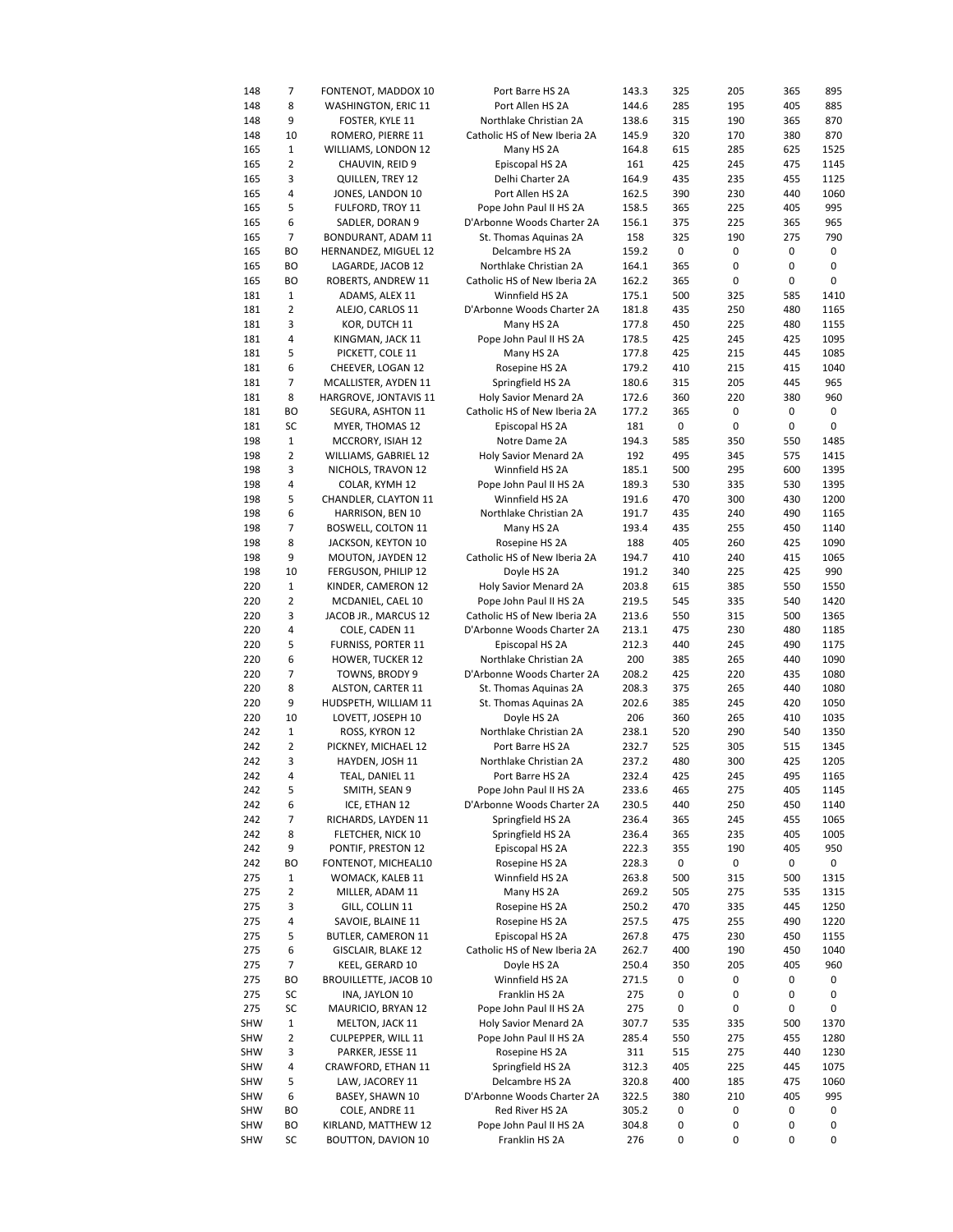| | | | | | | | | |
|---|---|---|---|---|---|---|---|---|
| 148 | 7 | FONTENOT, MADDOX 10 | Port Barre HS 2A | 143.3 | 325 | 205 | 365 | 895 |
| 148 | 8 | WASHINGTON, ERIC 11 | Port Allen HS 2A | 144.6 | 285 | 195 | 405 | 885 |
| 148 | 9 | FOSTER, KYLE 11 | Northlake Christian 2A | 138.6 | 315 | 190 | 365 | 870 |
| 148 | 10 | ROMERO, PIERRE 11 | Catholic HS of New Iberia 2A | 145.9 | 320 | 170 | 380 | 870 |
| 165 | 1 | WILLIAMS, LONDON 12 | Many HS 2A | 164.8 | 615 | 285 | 625 | 1525 |
| 165 | 2 | CHAUVIN, REID 9 | Episcopal HS 2A | 161 | 425 | 245 | 475 | 1145 |
| 165 | 3 | QUILLEN, TREY 12 | Delhi Charter 2A | 164.9 | 435 | 235 | 455 | 1125 |
| 165 | 4 | JONES, LANDON 10 | Port Allen HS 2A | 162.5 | 390 | 230 | 440 | 1060 |
| 165 | 5 | FULFORD, TROY 11 | Pope John Paul II HS 2A | 158.5 | 365 | 225 | 405 | 995 |
| 165 | 6 | SADLER, DORAN 9 | D'Arbonne Woods Charter 2A | 156.1 | 375 | 225 | 365 | 965 |
| 165 | 7 | BONDURANT, ADAM 11 | St. Thomas Aquinas 2A | 158 | 325 | 190 | 275 | 790 |
| 165 | BO | HERNANDEZ, MIGUEL 12 | Delcambre HS 2A | 159.2 | 0 | 0 | 0 | 0 |
| 165 | BO | LAGARDE, JACOB 12 | Northlake Christian 2A | 164.1 | 365 | 0 | 0 | 0 |
| 165 | BO | ROBERTS, ANDREW 11 | Catholic HS of New Iberia 2A | 162.2 | 365 | 0 | 0 | 0 |
| 181 | 1 | ADAMS, ALEX 11 | Winnfield HS 2A | 175.1 | 500 | 325 | 585 | 1410 |
| 181 | 2 | ALEJO, CARLOS 11 | D'Arbonne Woods Charter 2A | 181.8 | 435 | 250 | 480 | 1165 |
| 181 | 3 | KOR, DUTCH 11 | Many HS 2A | 177.8 | 450 | 225 | 480 | 1155 |
| 181 | 4 | KINGMAN, JACK 11 | Pope John Paul II HS 2A | 178.5 | 425 | 245 | 425 | 1095 |
| 181 | 5 | PICKETT, COLE 11 | Many HS 2A | 177.8 | 425 | 215 | 445 | 1085 |
| 181 | 6 | CHEEVER, LOGAN 12 | Rosepine HS 2A | 179.2 | 410 | 215 | 415 | 1040 |
| 181 | 7 | MCALLISTER, AYDEN 11 | Springfield HS 2A | 180.6 | 315 | 205 | 445 | 965 |
| 181 | 8 | HARGROVE, JONTAVIS 11 | Holy Savior Menard 2A | 172.6 | 360 | 220 | 380 | 960 |
| 181 | BO | SEGURA, ASHTON 11 | Catholic HS of New Iberia 2A | 177.2 | 365 | 0 | 0 | 0 |
| 181 | SC | MYER, THOMAS 12 | Episcopal HS 2A | 181 | 0 | 0 | 0 | 0 |
| 198 | 1 | MCCRORY, ISIAH 12 | Notre Dame 2A | 194.3 | 585 | 350 | 550 | 1485 |
| 198 | 2 | WILLIAMS, GABRIEL 12 | Holy Savior Menard 2A | 192 | 495 | 345 | 575 | 1415 |
| 198 | 3 | NICHOLS, TRAVON 12 | Winnfield HS 2A | 185.1 | 500 | 295 | 600 | 1395 |
| 198 | 4 | COLAR, KYMH 12 | Pope John Paul II HS 2A | 189.3 | 530 | 335 | 530 | 1395 |
| 198 | 5 | CHANDLER, CLAYTON 11 | Winnfield HS 2A | 191.6 | 470 | 300 | 430 | 1200 |
| 198 | 6 | HARRISON, BEN 10 | Northlake Christian 2A | 191.7 | 435 | 240 | 490 | 1165 |
| 198 | 7 | BOSWELL, COLTON 11 | Many HS 2A | 193.4 | 435 | 255 | 450 | 1140 |
| 198 | 8 | JACKSON, KEYTON 10 | Rosepine HS 2A | 188 | 405 | 260 | 425 | 1090 |
| 198 | 9 | MOUTON, JAYDEN 12 | Catholic HS of New Iberia 2A | 194.7 | 410 | 240 | 415 | 1065 |
| 198 | 10 | FERGUSON, PHILIP 12 | Doyle HS 2A | 191.2 | 340 | 225 | 425 | 990 |
| 220 | 1 | KINDER, CAMERON 12 | Holy Savior Menard 2A | 203.8 | 615 | 385 | 550 | 1550 |
| 220 | 2 | MCDANIEL, CAEL 10 | Pope John Paul II HS 2A | 219.5 | 545 | 335 | 540 | 1420 |
| 220 | 3 | JACOB JR., MARCUS 12 | Catholic HS of New Iberia 2A | 213.6 | 550 | 315 | 500 | 1365 |
| 220 | 4 | COLE, CADEN 11 | D'Arbonne Woods Charter 2A | 213.1 | 475 | 230 | 480 | 1185 |
| 220 | 5 | FURNISS, PORTER 11 | Episcopal HS 2A | 212.3 | 440 | 245 | 490 | 1175 |
| 220 | 6 | HOWER, TUCKER 12 | Northlake Christian 2A | 200 | 385 | 265 | 440 | 1090 |
| 220 | 7 | TOWNS, BRODY 9 | D'Arbonne Woods Charter 2A | 208.2 | 425 | 220 | 435 | 1080 |
| 220 | 8 | ALSTON, CARTER 11 | St. Thomas Aquinas 2A | 208.3 | 375 | 265 | 440 | 1080 |
| 220 | 9 | HUDSPETH, WILLIAM 11 | St. Thomas Aquinas 2A | 202.6 | 385 | 245 | 420 | 1050 |
| 220 | 10 | LOVETT, JOSEPH 10 | Doyle HS 2A | 206 | 360 | 265 | 410 | 1035 |
| 242 | 1 | ROSS, KYRON 12 | Northlake Christian 2A | 238.1 | 520 | 290 | 540 | 1350 |
| 242 | 2 | PICKNEY, MICHAEL 12 | Port Barre HS 2A | 232.7 | 525 | 305 | 515 | 1345 |
| 242 | 3 | HAYDEN, JOSH 11 | Northlake Christian 2A | 237.2 | 480 | 300 | 425 | 1205 |
| 242 | 4 | TEAL, DANIEL 11 | Port Barre HS 2A | 232.4 | 425 | 245 | 495 | 1165 |
| 242 | 5 | SMITH, SEAN 9 | Pope John Paul II HS 2A | 233.6 | 465 | 275 | 405 | 1145 |
| 242 | 6 | ICE, ETHAN 12 | D'Arbonne Woods Charter 2A | 230.5 | 440 | 250 | 450 | 1140 |
| 242 | 7 | RICHARDS, LAYDEN 11 | Springfield HS 2A | 236.4 | 365 | 245 | 455 | 1065 |
| 242 | 8 | FLETCHER, NICK 10 | Springfield HS 2A | 236.4 | 365 | 235 | 405 | 1005 |
| 242 | 9 | PONTIF, PRESTON 12 | Episcopal HS 2A | 222.3 | 355 | 190 | 405 | 950 |
| 242 | BO | FONTENOT, MICHEAL10 | Rosepine HS 2A | 228.3 | 0 | 0 | 0 | 0 |
| 275 | 1 | WOMACK, KALEB 11 | Winnfield HS 2A | 263.8 | 500 | 315 | 500 | 1315 |
| 275 | 2 | MILLER, ADAM 11 | Many HS 2A | 269.2 | 505 | 275 | 535 | 1315 |
| 275 | 3 | GILL, COLLIN 11 | Rosepine HS 2A | 250.2 | 470 | 335 | 445 | 1250 |
| 275 | 4 | SAVOIE, BLAINE 11 | Rosepine HS 2A | 257.5 | 475 | 255 | 490 | 1220 |
| 275 | 5 | BUTLER, CAMERON 11 | Episcopal HS 2A | 267.8 | 475 | 230 | 450 | 1155 |
| 275 | 6 | GISCLAIR, BLAKE 12 | Catholic HS of New Iberia 2A | 262.7 | 400 | 190 | 450 | 1040 |
| 275 | 7 | KEEL, GERARD 10 | Doyle HS 2A | 250.4 | 350 | 205 | 405 | 960 |
| 275 | BO | BROUILLETTE, JACOB 10 | Winnfield HS 2A | 271.5 | 0 | 0 | 0 | 0 |
| 275 | SC | INA, JAYLON 10 | Franklin HS 2A | 275 | 0 | 0 | 0 | 0 |
| 275 | SC | MAURICIO, BRYAN 12 | Pope John Paul II HS 2A | 275 | 0 | 0 | 0 | 0 |
| SHW | 1 | MELTON, JACK 11 | Holy Savior Menard 2A | 307.7 | 535 | 335 | 500 | 1370 |
| SHW | 2 | CULPEPPER, WILL 11 | Pope John Paul II HS 2A | 285.4 | 550 | 275 | 455 | 1280 |
| SHW | 3 | PARKER, JESSE 11 | Rosepine HS 2A | 311 | 515 | 275 | 440 | 1230 |
| SHW | 4 | CRAWFORD, ETHAN 11 | Springfield HS 2A | 312.3 | 405 | 225 | 445 | 1075 |
| SHW | 5 | LAW, JACOREY 11 | Delcambre HS 2A | 320.8 | 400 | 185 | 475 | 1060 |
| SHW | 6 | BASEY, SHAWN 10 | D'Arbonne Woods Charter 2A | 322.5 | 380 | 210 | 405 | 995 |
| SHW | BO | COLE, ANDRE 11 | Red River HS 2A | 305.2 | 0 | 0 | 0 | 0 |
| SHW | BO | KIRLAND, MATTHEW 12 | Pope John Paul II HS 2A | 304.8 | 0 | 0 | 0 | 0 |
| SHW | SC | BOUTTON, DAVION 10 | Franklin HS 2A | 276 | 0 | 0 | 0 | 0 |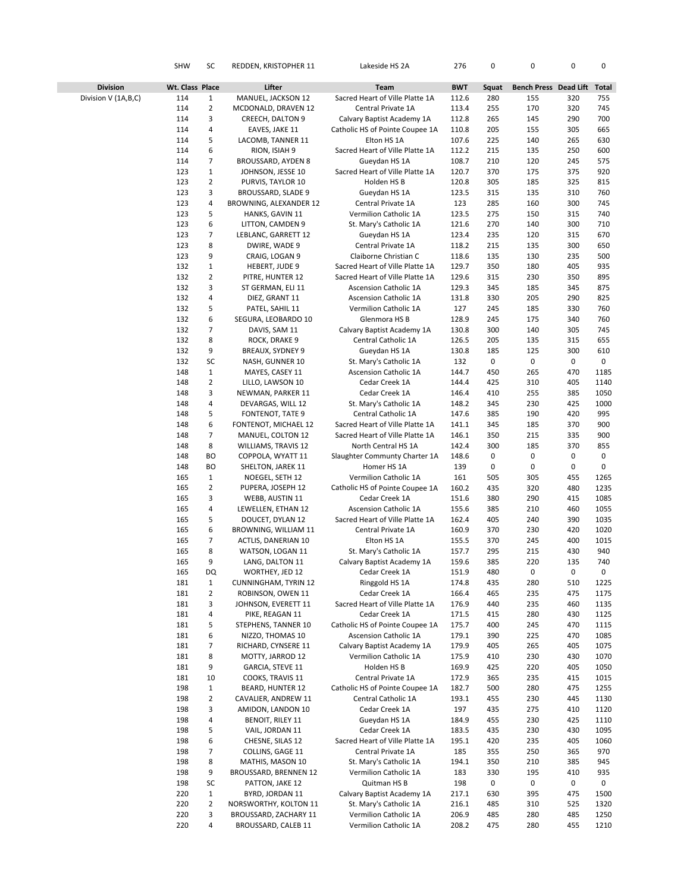| | | | | | | | | |
|---|---|---|---|---|---|---|---|---|
| | SHW | SC | REDDEN, KRISTOPHER 11 | Lakeside HS 2A | 276 | 0 | 0 | 0 | 0 |

| Division | Wt. Class | Place | Lifter | Team | BWT | Squat | Bench Press | Dead Lift | Total |
|---|---|---|---|---|---|---|---|---|---|
| Division V (1A,B,C) | 114 | 1 | MANUEL, JACKSON 12 | Sacred Heart of Ville Platte 1A | 112.6 | 280 | 155 | 320 | 755 |
| | 114 | 2 | MCDONALD, DRAVEN 12 | Central Private 1A | 113.4 | 255 | 170 | 320 | 745 |
| | 114 | 3 | CREECH, DALTON 9 | Calvary Baptist Academy 1A | 112.8 | 265 | 145 | 290 | 700 |
| | 114 | 4 | EAVES, JAKE 11 | Catholic HS of Pointe Coupee 1A | 110.8 | 205 | 155 | 305 | 665 |
| | 114 | 5 | LACOMB, TANNER 11 | Elton HS 1A | 107.6 | 225 | 140 | 265 | 630 |
| | 114 | 6 | RION, ISIAH 9 | Sacred Heart of Ville Platte 1A | 112.2 | 215 | 135 | 250 | 600 |
| | 114 | 7 | BROUSSARD, AYDEN 8 | Gueydan HS 1A | 108.7 | 210 | 120 | 245 | 575 |
| | 123 | 1 | JOHNSON, JESSE 10 | Sacred Heart of Ville Platte 1A | 120.7 | 370 | 175 | 375 | 920 |
| | 123 | 2 | PURVIS, TAYLOR 10 | Holden HS B | 120.8 | 305 | 185 | 325 | 815 |
| | 123 | 3 | BROUSSARD, SLADE 9 | Gueydan HS 1A | 123.5 | 315 | 135 | 310 | 760 |
| | 123 | 4 | BROWNING, ALEXANDER 12 | Central Private 1A | 123 | 285 | 160 | 300 | 745 |
| | 123 | 5 | HANKS, GAVIN 11 | Vermilion Catholic 1A | 123.5 | 275 | 150 | 315 | 740 |
| | 123 | 6 | LITTON, CAMDEN 9 | St. Mary's Catholic 1A | 121.6 | 270 | 140 | 300 | 710 |
| | 123 | 7 | LEBLANC, GARRETT 12 | Gueydan HS 1A | 123.4 | 235 | 120 | 315 | 670 |
| | 123 | 8 | DWIRE, WADE 9 | Central Private 1A | 118.2 | 215 | 135 | 300 | 650 |
| | 123 | 9 | CRAIG, LOGAN 9 | Claiborne Christian C | 118.6 | 135 | 130 | 235 | 500 |
| | 132 | 1 | HEBERT, JUDE 9 | Sacred Heart of Ville Platte 1A | 129.7 | 350 | 180 | 405 | 935 |
| | 132 | 2 | PITRE, HUNTER 12 | Sacred Heart of Ville Platte 1A | 129.6 | 315 | 230 | 350 | 895 |
| | 132 | 3 | ST GERMAN, ELI 11 | Ascension Catholic 1A | 129.3 | 345 | 185 | 345 | 875 |
| | 132 | 4 | DIEZ, GRANT 11 | Ascension Catholic 1A | 131.8 | 330 | 205 | 290 | 825 |
| | 132 | 5 | PATEL, SAHIL 11 | Vermilion Catholic 1A | 127 | 245 | 185 | 330 | 760 |
| | 132 | 6 | SEGURA, LEOBARDO 10 | Glenmora HS B | 128.9 | 245 | 175 | 340 | 760 |
| | 132 | 7 | DAVIS, SAM 11 | Calvary Baptist Academy 1A | 130.8 | 300 | 140 | 305 | 745 |
| | 132 | 8 | ROCK, DRAKE 9 | Central Catholic 1A | 126.5 | 205 | 135 | 315 | 655 |
| | 132 | 9 | BREAUX, SYDNEY 9 | Gueydan HS 1A | 130.8 | 185 | 125 | 300 | 610 |
| | 132 | SC | NASH, GUNNER 10 | St. Mary's Catholic 1A | 132 | 0 | 0 | 0 | 0 |
| | 148 | 1 | MAYES, CASEY 11 | Ascension Catholic 1A | 144.7 | 450 | 265 | 470 | 1185 |
| | 148 | 2 | LILLO, LAWSON 10 | Cedar Creek 1A | 144.4 | 425 | 310 | 405 | 1140 |
| | 148 | 3 | NEWMAN, PARKER 11 | Cedar Creek 1A | 146.4 | 410 | 255 | 385 | 1050 |
| | 148 | 4 | DEVARGAS, WILL 12 | St. Mary's Catholic 1A | 148.2 | 345 | 230 | 425 | 1000 |
| | 148 | 5 | FONTENOT, TATE 9 | Central Catholic 1A | 147.6 | 385 | 190 | 420 | 995 |
| | 148 | 6 | FONTENOT, MICHAEL 12 | Sacred Heart of Ville Platte 1A | 141.1 | 345 | 185 | 370 | 900 |
| | 148 | 7 | MANUEL, COLTON 12 | Sacred Heart of Ville Platte 1A | 146.1 | 350 | 215 | 335 | 900 |
| | 148 | 8 | WILLIAMS, TRAVIS 12 | North Central HS 1A | 142.4 | 300 | 185 | 370 | 855 |
| | 148 | BO | COPPOLA, WYATT 11 | Slaughter Communty Charter 1A | 148.6 | 0 | 0 | 0 | 0 |
| | 148 | BO | SHELTON, JAREK 11 | Homer HS 1A | 139 | 0 | 0 | 0 | 0 |
| | 165 | 1 | NOEGEL, SETH 12 | Vermilion Catholic 1A | 161 | 505 | 305 | 455 | 1265 |
| | 165 | 2 | PUPERA, JOSEPH 12 | Catholic HS of Pointe Coupee 1A | 160.2 | 435 | 320 | 480 | 1235 |
| | 165 | 3 | WEBB, AUSTIN 11 | Cedar Creek 1A | 151.6 | 380 | 290 | 415 | 1085 |
| | 165 | 4 | LEWELLEN, ETHAN 12 | Ascension Catholic 1A | 155.6 | 385 | 210 | 460 | 1055 |
| | 165 | 5 | DOUCET, DYLAN 12 | Sacred Heart of Ville Platte 1A | 162.4 | 405 | 240 | 390 | 1035 |
| | 165 | 6 | BROWNING, WILLIAM 11 | Central Private 1A | 160.9 | 370 | 230 | 420 | 1020 |
| | 165 | 7 | ACTLIS, DANERIAN 10 | Elton HS 1A | 155.5 | 370 | 245 | 400 | 1015 |
| | 165 | 8 | WATSON, LOGAN 11 | St. Mary's Catholic 1A | 157.7 | 295 | 215 | 430 | 940 |
| | 165 | 9 | LANG, DALTON 11 | Calvary Baptist Academy 1A | 159.6 | 385 | 220 | 135 | 740 |
| | 165 | DQ | WORTHEY, JED 12 | Cedar Creek 1A | 151.9 | 480 | 0 | 0 | 0 |
| | 181 | 1 | CUNNINGHAM, TYRIN 12 | Ringgold HS 1A | 174.8 | 435 | 280 | 510 | 1225 |
| | 181 | 2 | ROBINSON, OWEN 11 | Cedar Creek 1A | 166.4 | 465 | 235 | 475 | 1175 |
| | 181 | 3 | JOHNSON, EVERETT 11 | Sacred Heart of Ville Platte 1A | 176.9 | 440 | 235 | 460 | 1135 |
| | 181 | 4 | PIKE, REAGAN 11 | Cedar Creek 1A | 171.5 | 415 | 280 | 430 | 1125 |
| | 181 | 5 | STEPHENS, TANNER 10 | Catholic HS of Pointe Coupee 1A | 175.7 | 400 | 245 | 470 | 1115 |
| | 181 | 6 | NIZZO, THOMAS 10 | Ascension Catholic 1A | 179.1 | 390 | 225 | 470 | 1085 |
| | 181 | 7 | RICHARD, CYNSERE 11 | Calvary Baptist Academy 1A | 179.9 | 405 | 265 | 405 | 1075 |
| | 181 | 8 | MOTTY, JARROD 12 | Vermilion Catholic 1A | 175.9 | 410 | 230 | 430 | 1070 |
| | 181 | 9 | GARCIA, STEVE 11 | Holden HS B | 169.9 | 425 | 220 | 405 | 1050 |
| | 181 | 10 | COOKS, TRAVIS 11 | Central Private 1A | 172.9 | 365 | 235 | 415 | 1015 |
| | 198 | 1 | BEARD, HUNTER 12 | Catholic HS of Pointe Coupee 1A | 182.7 | 500 | 280 | 475 | 1255 |
| | 198 | 2 | CAVALIER, ANDREW 11 | Central Catholic 1A | 193.1 | 455 | 230 | 445 | 1130 |
| | 198 | 3 | AMIDON, LANDON 10 | Cedar Creek 1A | 197 | 435 | 275 | 410 | 1120 |
| | 198 | 4 | BENOIT, RILEY 11 | Gueydan HS 1A | 184.9 | 455 | 230 | 425 | 1110 |
| | 198 | 5 | VAIL, JORDAN 11 | Cedar Creek 1A | 183.5 | 435 | 230 | 430 | 1095 |
| | 198 | 6 | CHESNE, SILAS 12 | Sacred Heart of Ville Platte 1A | 195.1 | 420 | 235 | 405 | 1060 |
| | 198 | 7 | COLLINS, GAGE 11 | Central Private 1A | 185 | 355 | 250 | 365 | 970 |
| | 198 | 8 | MATHIS, MASON 10 | St. Mary's Catholic 1A | 194.1 | 350 | 210 | 385 | 945 |
| | 198 | 9 | BROUSSARD, BRENNEN 12 | Vermilion Catholic 1A | 183 | 330 | 195 | 410 | 935 |
| | 198 | SC | PATTON, JAKE 12 | Quitman HS B | 198 | 0 | 0 | 0 | 0 |
| | 220 | 1 | BYRD, JORDAN 11 | Calvary Baptist Academy 1A | 217.1 | 630 | 395 | 475 | 1500 |
| | 220 | 2 | NORSWORTHY, KOLTON 11 | St. Mary's Catholic 1A | 216.1 | 485 | 310 | 525 | 1320 |
| | 220 | 3 | BROUSSARD, ZACHARY 11 | Vermilion Catholic 1A | 206.9 | 485 | 280 | 485 | 1250 |
| | 220 | 4 | BROUSSARD, CALEB 11 | Vermilion Catholic 1A | 208.2 | 475 | 280 | 455 | 1210 |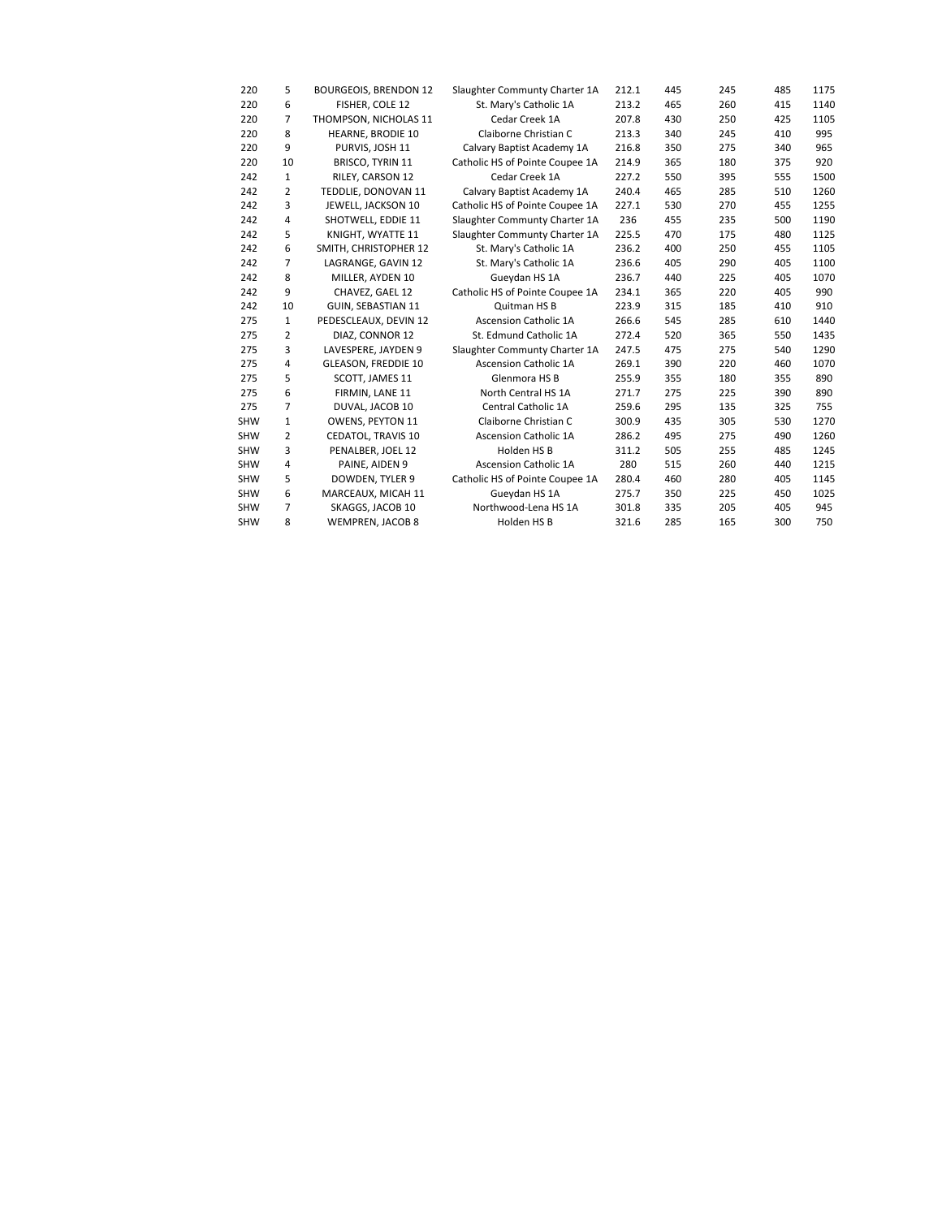| | | | | | | | | |
|---|---|---|---|---|---|---|---|---|
| 220 | 5 | BOURGEOIS, BRENDON 12 | Slaughter Communty Charter 1A | 212.1 | 445 | 245 | 485 | 1175 |
| 220 | 6 | FISHER, COLE 12 | St. Mary's Catholic 1A | 213.2 | 465 | 260 | 415 | 1140 |
| 220 | 7 | THOMPSON, NICHOLAS 11 | Cedar Creek 1A | 207.8 | 430 | 250 | 425 | 1105 |
| 220 | 8 | HEARNE, BRODIE 10 | Claiborne Christian C | 213.3 | 340 | 245 | 410 | 995 |
| 220 | 9 | PURVIS, JOSH 11 | Calvary Baptist Academy 1A | 216.8 | 350 | 275 | 340 | 965 |
| 220 | 10 | BRISCO, TYRIN 11 | Catholic HS of Pointe Coupee 1A | 214.9 | 365 | 180 | 375 | 920 |
| 242 | 1 | RILEY, CARSON 12 | Cedar Creek 1A | 227.2 | 550 | 395 | 555 | 1500 |
| 242 | 2 | TEDDLIE, DONOVAN 11 | Calvary Baptist Academy 1A | 240.4 | 465 | 285 | 510 | 1260 |
| 242 | 3 | JEWELL, JACKSON 10 | Catholic HS of Pointe Coupee 1A | 227.1 | 530 | 270 | 455 | 1255 |
| 242 | 4 | SHOTWELL, EDDIE 11 | Slaughter Communty Charter 1A | 236 | 455 | 235 | 500 | 1190 |
| 242 | 5 | KNIGHT, WYATTE 11 | Slaughter Communty Charter 1A | 225.5 | 470 | 175 | 480 | 1125 |
| 242 | 6 | SMITH, CHRISTOPHER 12 | St. Mary's Catholic 1A | 236.2 | 400 | 250 | 455 | 1105 |
| 242 | 7 | LAGRANGE, GAVIN 12 | St. Mary's Catholic 1A | 236.6 | 405 | 290 | 405 | 1100 |
| 242 | 8 | MILLER, AYDEN 10 | Gueydan HS 1A | 236.7 | 440 | 225 | 405 | 1070 |
| 242 | 9 | CHAVEZ, GAEL 12 | Catholic HS of Pointe Coupee 1A | 234.1 | 365 | 220 | 405 | 990 |
| 242 | 10 | GUIN, SEBASTIAN 11 | Quitman HS B | 223.9 | 315 | 185 | 410 | 910 |
| 275 | 1 | PEDESCLEAUX, DEVIN 12 | Ascension Catholic 1A | 266.6 | 545 | 285 | 610 | 1440 |
| 275 | 2 | DIAZ, CONNOR 12 | St. Edmund Catholic 1A | 272.4 | 520 | 365 | 550 | 1435 |
| 275 | 3 | LAVESPERE, JAYDEN 9 | Slaughter Communty Charter 1A | 247.5 | 475 | 275 | 540 | 1290 |
| 275 | 4 | GLEASON, FREDDIE 10 | Ascension Catholic 1A | 269.1 | 390 | 220 | 460 | 1070 |
| 275 | 5 | SCOTT, JAMES 11 | Glenmora HS B | 255.9 | 355 | 180 | 355 | 890 |
| 275 | 6 | FIRMIN, LANE 11 | North Central HS 1A | 271.7 | 275 | 225 | 390 | 890 |
| 275 | 7 | DUVAL, JACOB 10 | Central Catholic 1A | 259.6 | 295 | 135 | 325 | 755 |
| SHW | 1 | OWENS, PEYTON 11 | Claiborne Christian C | 300.9 | 435 | 305 | 530 | 1270 |
| SHW | 2 | CEDATOL, TRAVIS 10 | Ascension Catholic 1A | 286.2 | 495 | 275 | 490 | 1260 |
| SHW | 3 | PENALBER, JOEL 12 | Holden HS B | 311.2 | 505 | 255 | 485 | 1245 |
| SHW | 4 | PAINE, AIDEN 9 | Ascension Catholic 1A | 280 | 515 | 260 | 440 | 1215 |
| SHW | 5 | DOWDEN, TYLER 9 | Catholic HS of Pointe Coupee 1A | 280.4 | 460 | 280 | 405 | 1145 |
| SHW | 6 | MARCEAUX, MICAH 11 | Gueydan HS 1A | 275.7 | 350 | 225 | 450 | 1025 |
| SHW | 7 | SKAGGS, JACOB 10 | Northwood-Lena HS 1A | 301.8 | 335 | 205 | 405 | 945 |
| SHW | 8 | WEMPREN, JACOB 8 | Holden HS B | 321.6 | 285 | 165 | 300 | 750 |